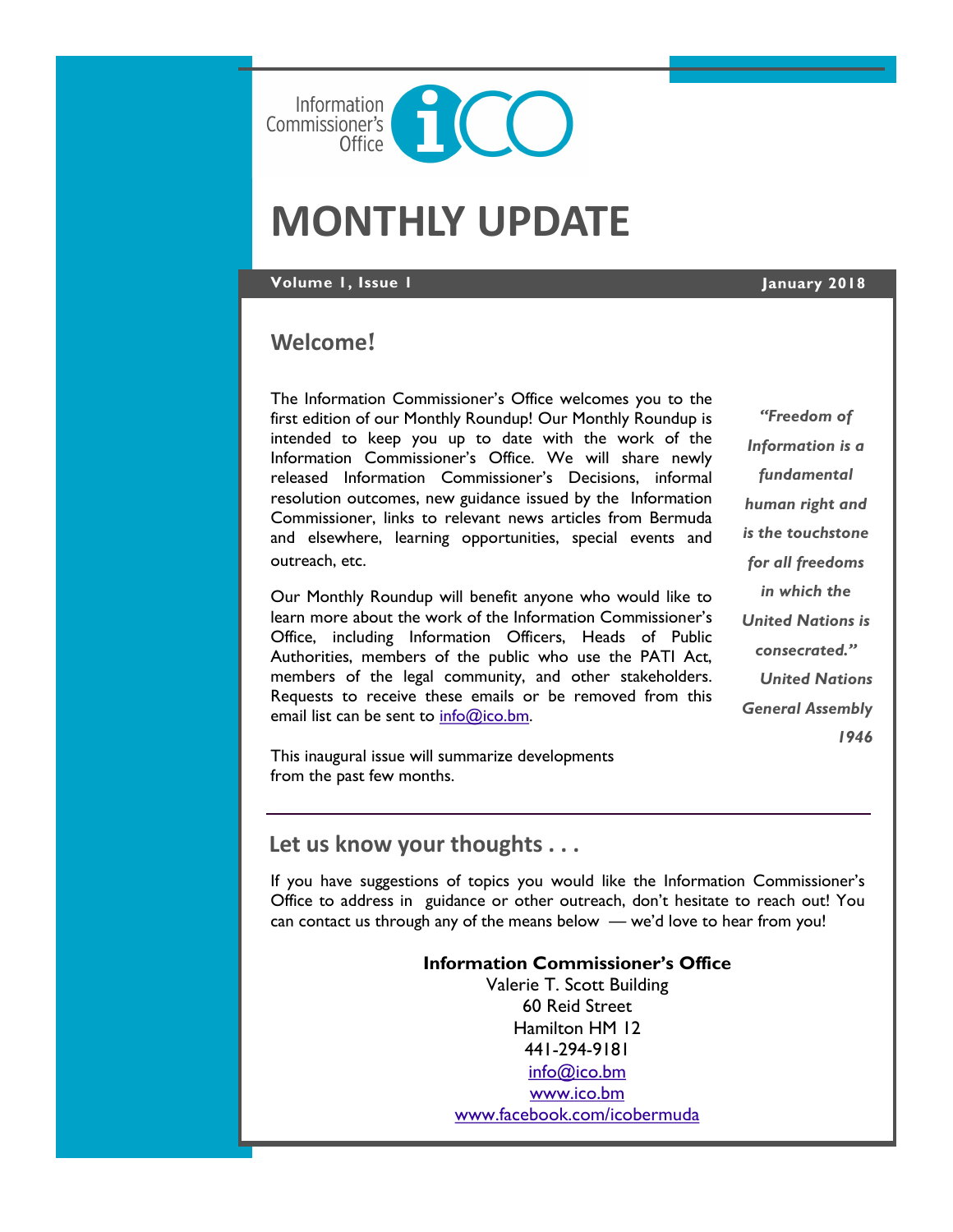Information Commissioner's Office

# MONTHLY UPDATE

**Volume 1, Issue 1** **January 2018**

## Welcome!

The Information Commissioner's Office welcomes you to the first edition of our Monthly Roundup! Our Monthly Roundup is intended to keep you up to date with the work of the Information Commissioner's Office. We will share newly released Information Commissioner's Decisions, informal resolution outcomes, new guidance issued by the Information Commissioner, links to relevant news articles from Bermuda and elsewhere, learning opportunities, special events and outreach, etc.

Our Monthly Roundup will benefit anyone who would like to learn more about the work of the Information Commissioner's Office, including Information Officers, Heads of Public Authorities, members of the public who use the PATI Act, members of the legal community, and other stakeholders. Requests to receive these emails or be removed from this email list can be sent to info@ico.bm.

This inaugural issue will summarize developments from the past few months.

> ***"Freedom of Information is a fundamental human right and is the touchstone for all freedoms in which the United Nations is consecrated."***
>
> ***United Nations General Assembly 1946***

## Let us know your thoughts . . .

If you have suggestions of topics you would like the Information Commissioner's Office to address in guidance or other outreach, don't hesitate to reach out! You can contact us through any of the means below — we'd love to hear from you!

**Information Commissioner's Office**
Valerie T. Scott Building
60 Reid Street
Hamilton HM 12
441-294-9181
info@ico.bm
www.ico.bm
www.facebook.com/icobermuda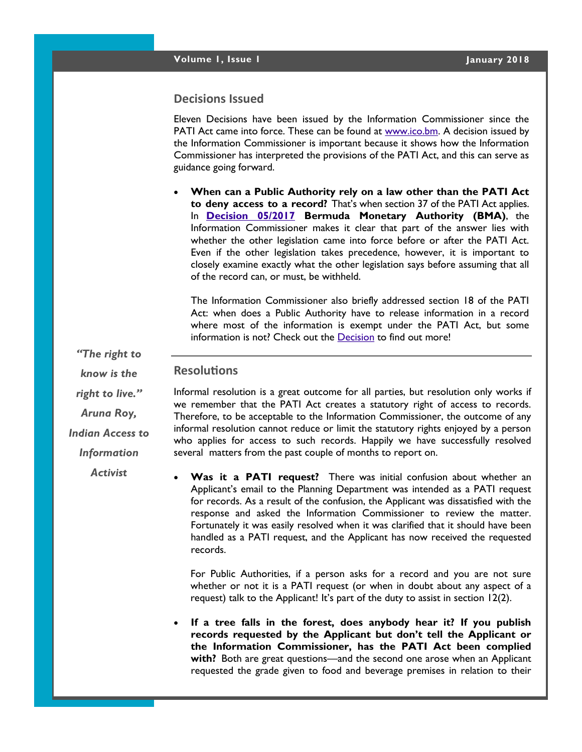## Decisions Issued

Eleven Decisions have been issued by the Information Commissioner since the PATI Act came into force. These can be found at [www.ico.bm](www.ico.bm). A decision issued by the Information Commissioner is important because it shows how the Information Commissioner has interpreted the provisions of the PATI Act, and this can serve as guidance going forward.

- **When can a Public Authority rely on a law other than the PATI Act to deny access to a record?** That's when section 37 of the PATI Act applies. In **Decision 05/2017 Bermuda Monetary Authority (BMA)**, the Information Commissioner makes it clear that part of the answer lies with whether the other legislation came into force before or after the PATI Act. Even if the other legislation takes precedence, however, it is important to closely examine exactly what the other legislation says before assuming that all of the record can, or must, be withheld.

  The Information Commissioner also briefly addressed section 18 of the PATI Act: when does a Public Authority have to release information in a record where most of the information is exempt under the PATI Act, but some information is not? Check out the Decision to find out more!

*"The right to know is the right to live."*
*Aruna Roy, Indian Access to Information Activist*

## Resolutions

Informal resolution is a great outcome for all parties, but resolution only works if we remember that the PATI Act creates a statutory right of access to records. Therefore, to be acceptable to the Information Commissioner, the outcome of any informal resolution cannot reduce or limit the statutory rights enjoyed by a person who applies for access to such records. Happily we have successfully resolved several matters from the past couple of months to report on.

- **Was it a PATI request?** There was initial confusion about whether an Applicant's email to the Planning Department was intended as a PATI request for records. As a result of the confusion, the Applicant was dissatisfied with the response and asked the Information Commissioner to review the matter. Fortunately it was easily resolved when it was clarified that it should have been handled as a PATI request, and the Applicant has now received the requested records.

  For Public Authorities, if a person asks for a record and you are not sure whether or not it is a PATI request (or when in doubt about any aspect of a request) talk to the Applicant! It's part of the duty to assist in section 12(2).

- **If a tree falls in the forest, does anybody hear it? If you publish records requested by the Applicant but don't tell the Applicant or the Information Commissioner, has the PATI Act been complied with?** Both are great questions—and the second one arose when an Applicant requested the grade given to food and beverage premises in relation to their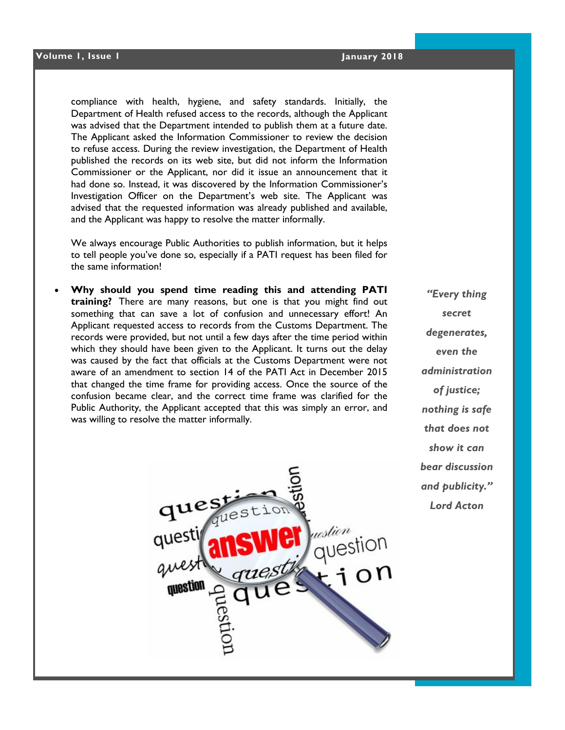compliance with health, hygiene, and safety standards. Initially, the Department of Health refused access to the records, although the Applicant was advised that the Department intended to publish them at a future date. The Applicant asked the Information Commissioner to review the decision to refuse access. During the review investigation, the Department of Health published the records on its web site, but did not inform the Information Commissioner or the Applicant, nor did it issue an announcement that it had done so. Instead, it was discovered by the Information Commissioner's Investigation Officer on the Department's web site. The Applicant was advised that the requested information was already published and available, and the Applicant was happy to resolve the matter informally.

We always encourage Public Authorities to publish information, but it helps to tell people you've done so, especially if a PATI request has been filed for the same information!

- **Why should you spend time reading this and attending PATI training?** There are many reasons, but one is that you might find out something that can save a lot of confusion and unnecessary effort! An Applicant requested access to records from the Customs Department. The records were provided, but not until a few days after the time period within which they should have been given to the Applicant. It turns out the delay was caused by the fact that officials at the Customs Department were not aware of an amendment to section 14 of the PATI Act in December 2015 that changed the time frame for providing access. Once the source of the confusion became clear, and the correct time frame was clarified for the Public Authority, the Applicant accepted that this was simply an error, and was willing to resolve the matter informally.

***"Every thing secret degenerates, even the administration of justice; nothing is safe that does not show it can bear discussion and publicity." Lord Acton***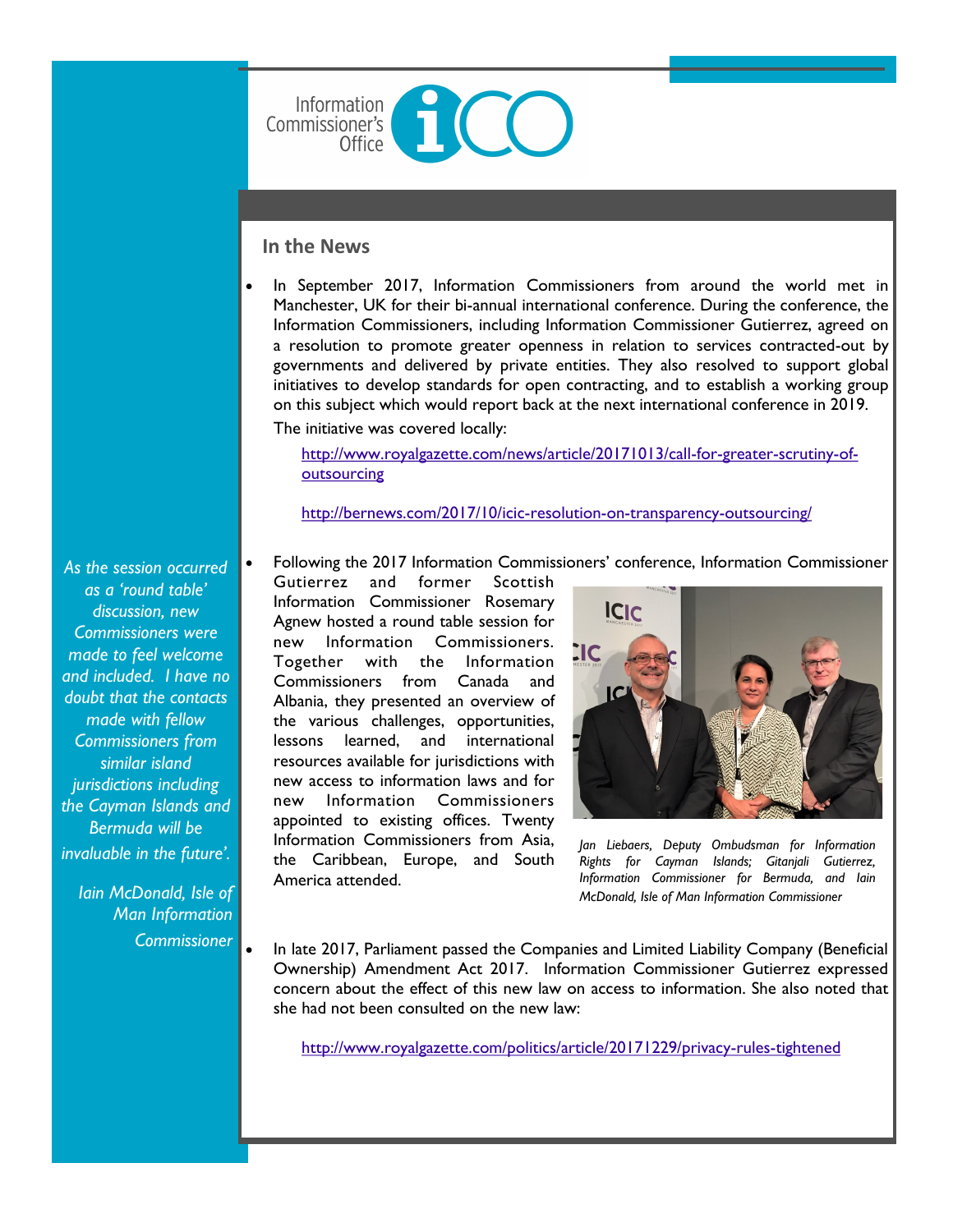Information Commissioner's Office

## In the News

- In September 2017, Information Commissioners from around the world met in Manchester, UK for their bi-annual international conference. During the conference, the Information Commissioners, including Information Commissioner Gutierrez, agreed on a resolution to promote greater openness in relation to services contracted-out by governments and delivered by private entities. They also resolved to support global initiatives to develop standards for open contracting, and to establish a working group on this subject which would report back at the next international conference in 2019.

  The initiative was covered locally:

  http://www.royalgazette.com/news/article/20171013/call-for-greater-scrutiny-of-outsourcing

  http://bernews.com/2017/10/icic-resolution-on-transparency-outsourcing/

- Following the 2017 Information Commissioners' conference, Information Commissioner Gutierrez and former Scottish Information Commissioner Rosemary Agnew hosted a round table session for new Information Commissioners. Together with the Information Commissioners from Canada and Albania, they presented an overview of the various challenges, opportunities, lessons learned, and international resources available for jurisdictions with new access to information laws and for new Information Commissioners appointed to existing offices. Twenty Information Commissioners from Asia, the Caribbean, Europe, and South America attended.

  *Jan Liebaers, Deputy Ombudsman for Information Rights for Cayman Islands; Gitanjali Gutierrez, Information Commissioner for Bermuda, and Iain McDonald, Isle of Man Information Commissioner*

  *As the session occurred as a 'round table' discussion, new Commissioners were made to feel welcome and included. I have no doubt that the contacts made with fellow Commissioners from similar island jurisdictions including the Cayman Islands and Bermuda will be invaluable in the future'.*

  *Iain McDonald, Isle of Man Information Commissioner*

- In late 2017, Parliament passed the Companies and Limited Liability Company (Beneficial Ownership) Amendment Act 2017. Information Commissioner Gutierrez expressed concern about the effect of this new law on access to information. She also noted that she had not been consulted on the new law:

  http://www.royalgazette.com/politics/article/20171229/privacy-rules-tightened